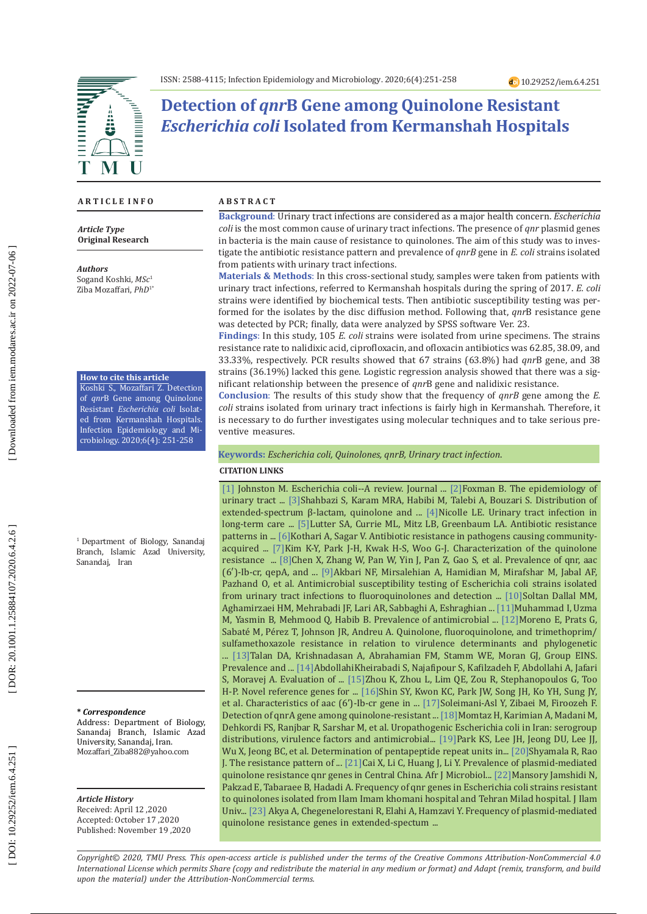ISSN: 2588-4115; Infection Epidemiology and Microbiology. 2020;6(4):251-258

10.29252/iem.6.4.251

# Detection of *qnr*B Gene among Quinolone Resistant *Escherichia coli* Isolated from Kermanshah Hospitals

## ARTICLE INFO

*Article Type*
**Original Research**

*Authors*
Sogand Koshki, *MSc*[1]
Ziba Mozaffari, *PhD*[1*]

**How to cite this article**
Koshki S., Mozaffari Z. Detection of *qnr*B Gene among Quinolone Resistant *Escherichia coli* Isolated from Kermanshah Hospitals. Infection Epidemiology and Microbiology. 2020;6(4): 251-258

[1] Department of Biology, Sanandaj Branch, Islamic Azad University, Sanandaj, Iran

***\* Correspondence***
Address: Department of Biology, Sanandaj Branch, Islamic Azad University, Sanandaj, Iran.
Mozaffari_Ziba882@yahoo.com

*Article History*
Received: April 12 ,2020
Accepted: October 17 ,2020
Published: November 19 ,2020

## ABSTRACT

**Background**: Urinary tract infections are considered as a major health concern. *Escherichia coli* is the most common cause of urinary tract infections. The presence of *qnr* plasmid genes in bacteria is the main cause of resistance to quinolones. The aim of this study was to investigate the antibiotic resistance pattern and prevalence of *qnrB* gene in *E. coli* strains isolated from patients with urinary tract infections.

**Materials & Methods**: In this cross-sectional study, samples were taken from patients with urinary tract infections, referred to Kermanshah hospitals during the spring of 2017. *E. coli* strains were identified by biochemical tests. Then antibiotic susceptibility testing was performed for the isolates by the disc diffusion method. Following that, *qnr*B resistance gene was detected by PCR; finally, data were analyzed by SPSS software Ver. 23.

**Findings**: In this study, 105 *E. coli* strains were isolated from urine specimens. The strains resistance rate to nalidixic acid, ciprofloxacin, and ofloxacin antibiotics was 62.85, 38.09, and 33.33%, respectively. PCR results showed that 67 strains (63.8%) had *qnr*B gene, and 38 strains (36.19%) lacked this gene. Logistic regression analysis showed that there was a significant relationship between the presence of *qnr*B gene and nalidixic resistance.

**Conclusion**: The results of this study show that the frequency of *qnrB* gene among the *E. coli* strains isolated from urinary tract infections is fairly high in Kermanshah. Therefore, it is necessary to do further investigates using molecular techniques and to take serious preventive measures.

**Keywords:** *Escherichia coli, Quinolones, qnrB, Urinary tract infection.*

**CITATION LINKS**

[1] Johnston M. Escherichia coli--A review. Journal ... [2]Foxman B. The epidemiology of urinary tract ... [3]Shahbazi S, Karam MRA, Habibi M, Talebi A, Bouzari S. Distribution of extended-spectrum β-lactam, quinolone and ... [4]Nicolle LE. Urinary tract infection in long-term care ... [5]Lutter SA, Currie ML, Mitz LB, Greenbaum LA. Antibiotic resistance patterns in ... [6]Kothari A, Sagar V. Antibiotic resistance in pathogens causing community-acquired ... [7]Kim K-Y, Park J-H, Kwak H-S, Woo G-J. Characterization of the quinolone resistance ... [8]Chen X, Zhang W, Pan W, Yin J, Pan Z, Gao S, et al. Prevalence of qnr, aac (6′)-Ib-cr, qepA, and ... [9]Akbari NF, Mirsalehian A, Hamidian M, Mirafshar M, Jabal AF, Pazhand O, et al. Antimicrobial susceptibility testing of Escherichia coli strains isolated from urinary tract infections to fluoroquinolones and detection ... [10]Soltan Dallal MM, Aghamirzaei HM, Mehrabadi JF, Lari AR, Sabbaghi A, Eshraghian ... [11]Muhammad I, Uzma M, Yasmin B, Mehmood Q, Habib B. Prevalence of antimicrobial ... [12]Moreno E, Prats G, Sabaté M, Pérez T, Johnson JR, Andreu A. Quinolone, fluoroquinolone, and trimethoprim/sulfamethoxazole resistance in relation to virulence determinants and phylogenetic ... [13]Talan DA, Krishnadasan A, Abrahamian FM, Stamm WE, Moran GJ, Group EINS. Prevalence and ... [14]AbdollahiKheirabadi S, Najafipour S, Kafilzadeh F, Abdollahi A, Jafari S, Moravej A. Evaluation of ... [15]Zhou K, Zhou L, Lim QE, Zou R, Stephanopoulos G, Too H-P. Novel reference genes for ... [16]Shin SY, Kwon KC, Park JW, Song JH, Ko YH, Sung JY, et al. Characteristics of aac (6′)-Ib-cr gene in ... [17]Soleimani-Asl Y, Zibaei M, Firoozeh F. Detection of qnrA gene among quinolone-resistant ... [18]Momtaz H, Karimian A, Madani M, Dehkordi FS, Ranjbar R, Sarshar M, et al. Uropathogenic Escherichia coli in Iran: serogroup distributions, virulence factors and antimicrobial... [19]Park KS, Lee JH, Jeong DU, Lee JJ, Wu X, Jeong BC, et al. Determination of pentapeptide repeat units in... [20]Shyamala R, Rao J. The resistance pattern of ... [21]Cai X, Li C, Huang J, Li Y. Prevalence of plasmid-mediated quinolone resistance qnr genes in Central China. Afr J Microbiol... [22]Mansory Jamshidi N, Pakzad E, Tabaraee B, Hadadi A. Frequency of qnr genes in Escherichia coli strains resistant to quinolones isolated from Ilam Imam khomani hospital and Tehran Milad hospital. J Ilam Univ... [23] Akya A, Chegenelorestani R, Elahi A, Hamzavi Y. Frequency of plasmid-mediated quinolone resistance genes in extended-spectrum ...

*Copyright© 2020, TMU Press. This open-access article is published under the terms of the Creative Commons Attribution-NonCommercial 4.0 International License which permits Share (copy and redistribute the material in any medium or format) and Adapt (remix, transform, and build upon the material) under the Attribution-NonCommercial terms.*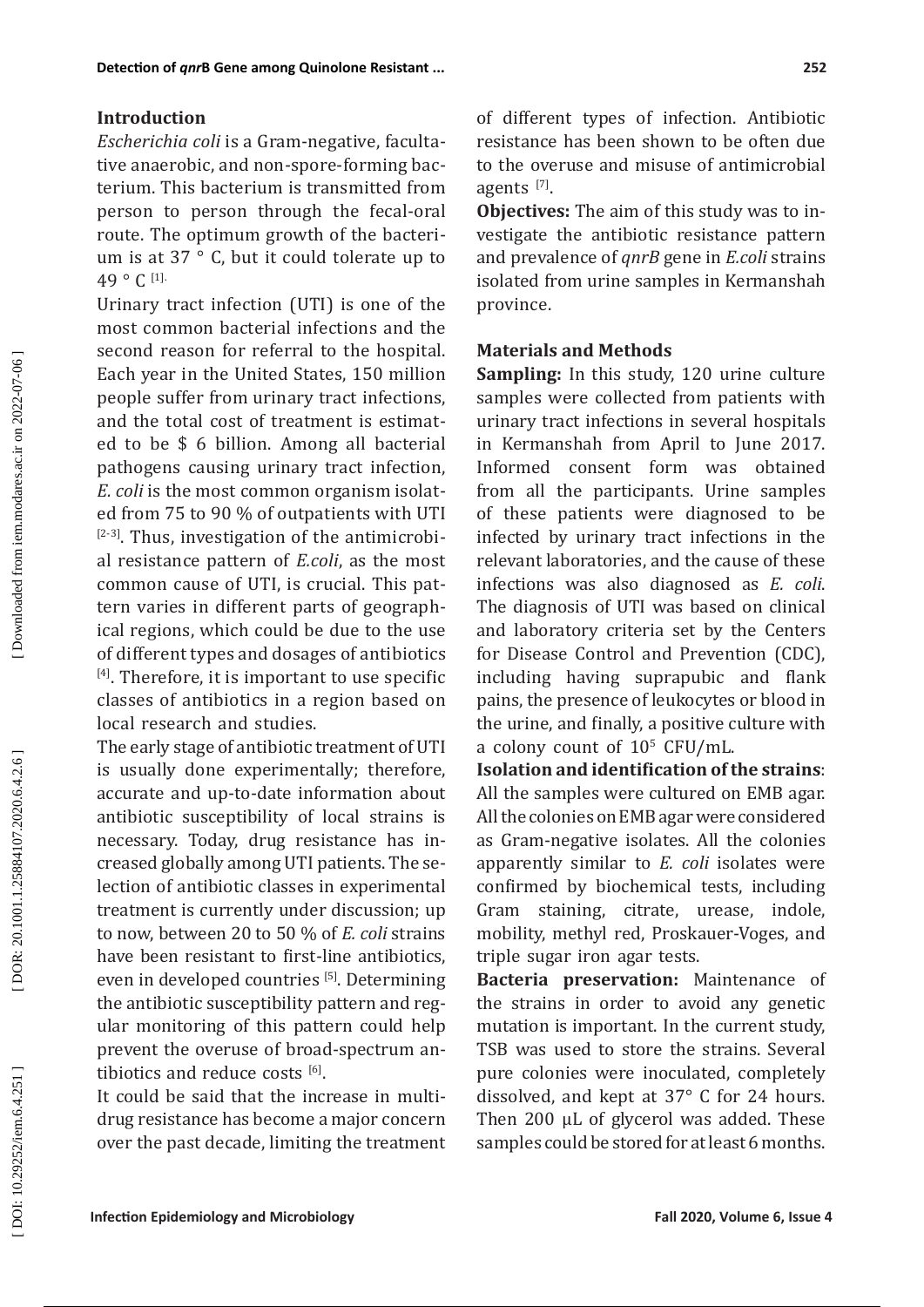## Introduction

*Escherichia coli* is a Gram-negative, facultative anaerobic, and non-spore-forming bacterium. This bacterium is transmitted from person to person through the fecal-oral route. The optimum growth of the bacterium is at 37 ° C, but it could tolerate up to 49 ° C [1].

Urinary tract infection (UTI) is one of the most common bacterial infections and the second reason for referral to the hospital. Each year in the United States, 150 million people suffer from urinary tract infections, and the total cost of treatment is estimated to be $ 6 billion. Among all bacterial pathogens causing urinary tract infection, *E. coli* is the most common organism isolated from 75 to 90 % of outpatients with UTI [2-3]. Thus, investigation of the antimicrobial resistance pattern of *E.coli*, as the most common cause of UTI, is crucial. This pattern varies in different parts of geographical regions, which could be due to the use of different types and dosages of antibiotics [4]. Therefore, it is important to use specific classes of antibiotics in a region based on local research and studies.

The early stage of antibiotic treatment of UTI is usually done experimentally; therefore, accurate and up-to-date information about antibiotic susceptibility of local strains is necessary. Today, drug resistance has increased globally among UTI patients. The selection of antibiotic classes in experimental treatment is currently under discussion; up to now, between 20 to 50 % of *E. coli* strains have been resistant to first-line antibiotics, even in developed countries [5]. Determining the antibiotic susceptibility pattern and regular monitoring of this pattern could help prevent the overuse of broad-spectrum antibiotics and reduce costs [6].

It could be said that the increase in multidrug resistance has become a major concern over the past decade, limiting the treatment of different types of infection. Antibiotic resistance has been shown to be often due to the overuse and misuse of antimicrobial agents [7].

**Objectives:** The aim of this study was to investigate the antibiotic resistance pattern and prevalence of *qnrB* gene in *E.coli* strains isolated from urine samples in Kermanshah province.

## Materials and Methods

**Sampling:** In this study, 120 urine culture samples were collected from patients with urinary tract infections in several hospitals in Kermanshah from April to June 2017. Informed consent form was obtained from all the participants. Urine samples of these patients were diagnosed to be infected by urinary tract infections in the relevant laboratories, and the cause of these infections was also diagnosed as *E. coli*. The diagnosis of UTI was based on clinical and laboratory criteria set by the Centers for Disease Control and Prevention (CDC), including having suprapubic and flank pains, the presence of leukocytes or blood in the urine, and finally, a positive culture with a colony count of $10^5$ CFU/mL.

**Isolation and identification of the strains**: All the samples were cultured on EMB agar. All the colonies on EMB agar were considered as Gram-negative isolates. All the colonies apparently similar to *E. coli* isolates were confirmed by biochemical tests, including Gram staining, citrate, urease, indole, mobility, methyl red, Proskauer-Voges, and triple sugar iron agar tests.

**Bacteria preservation:** Maintenance of the strains in order to avoid any genetic mutation is important. In the current study, TSB was used to store the strains. Several pure colonies were inoculated, completely dissolved, and kept at 37° C for 24 hours. Then 200 µL of glycerol was added. These samples could be stored for at least 6 months.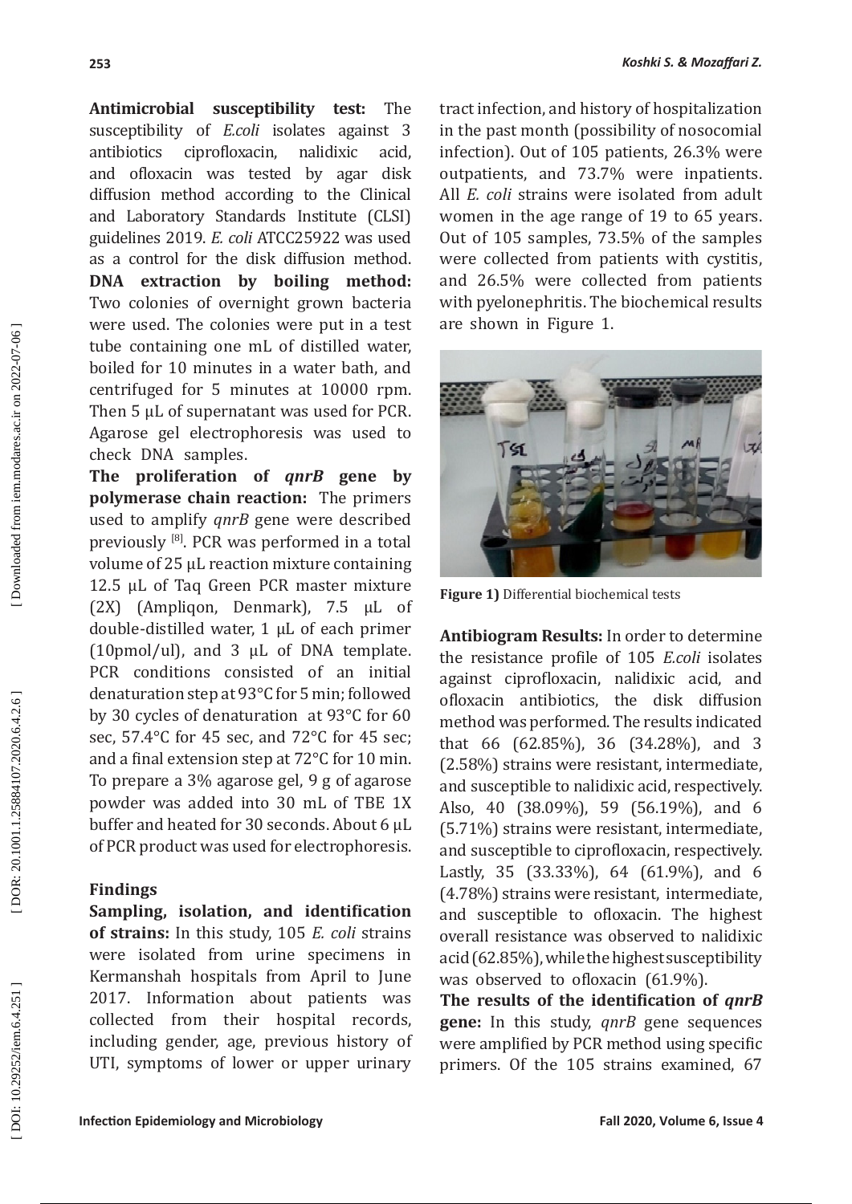**Antimicrobial susceptibility test:** The susceptibility of *E.coli* isolates against 3 antibiotics ciprofloxacin, nalidixic acid, and ofloxacin was tested by agar disk diffusion method according to the Clinical and Laboratory Standards Institute (CLSI) guidelines 2019. *E. coli* ATCC25922 was used as a control for the disk diffusion method.

**DNA extraction by boiling method:** Two colonies of overnight grown bacteria were used. The colonies were put in a test tube containing one mL of distilled water, boiled for 10 minutes in a water bath, and centrifuged for 5 minutes at 10000 rpm. Then 5 µL of supernatant was used for PCR. Agarose gel electrophoresis was used to check DNA samples.

**The proliferation of *qnrB* gene by polymerase chain reaction:** The primers used to amplify *qnrB* gene were described previously [8]. PCR was performed in a total volume of 25 µL reaction mixture containing 12.5 µL of Taq Green PCR master mixture (2X) (Ampliqon, Denmark), 7.5 µL of double-distilled water, 1 µL of each primer (10pmol/ul), and 3 µL of DNA template. PCR conditions consisted of an initial denaturation step at 93°C for 5 min; followed by 30 cycles of denaturation at 93°C for 60 sec, 57.4°C for 45 sec, and 72°C for 45 sec; and a final extension step at 72°C for 10 min. To prepare a 3% agarose gel, 9 g of agarose powder was added into 30 mL of TBE 1X buffer and heated for 30 seconds. About 6 µL of PCR product was used for electrophoresis.

## Findings

**Sampling, isolation, and identification of strains:** In this study, 105 *E. coli* strains were isolated from urine specimens in Kermanshah hospitals from April to June 2017. Information about patients was collected from their hospital records, including gender, age, previous history of UTI, symptoms of lower or upper urinary tract infection, and history of hospitalization in the past month (possibility of nosocomial infection). Out of 105 patients, 26.3% were outpatients, and 73.7% were inpatients. All *E. coli* strains were isolated from adult women in the age range of 19 to 65 years. Out of 105 samples, 73.5% of the samples were collected from patients with cystitis, and 26.5% were collected from patients with pyelonephritis. The biochemical results are shown in Figure 1.

**Figure 1)** Differential biochemical tests

**Antibiogram Results:** In order to determine the resistance profile of 105 *E.coli* isolates against ciprofloxacin, nalidixic acid, and ofloxacin antibiotics, the disk diffusion method was performed. The results indicated that 66 (62.85%), 36 (34.28%), and 3 (2.58%) strains were resistant, intermediate, and susceptible to nalidixic acid, respectively. Also, 40 (38.09%), 59 (56.19%), and 6 (5.71%) strains were resistant, intermediate, and susceptible to ciprofloxacin, respectively. Lastly, 35 (33.33%), 64 (61.9%), and 6 (4.78%) strains were resistant, intermediate, and susceptible to ofloxacin. The highest overall resistance was observed to nalidixic acid (62.85%), while the highest susceptibility was observed to ofloxacin (61.9%).

**The results of the identification of *qnrB* gene:** In this study, *qnrB* gene sequences were amplified by PCR method using specific primers. Of the 105 strains examined, 67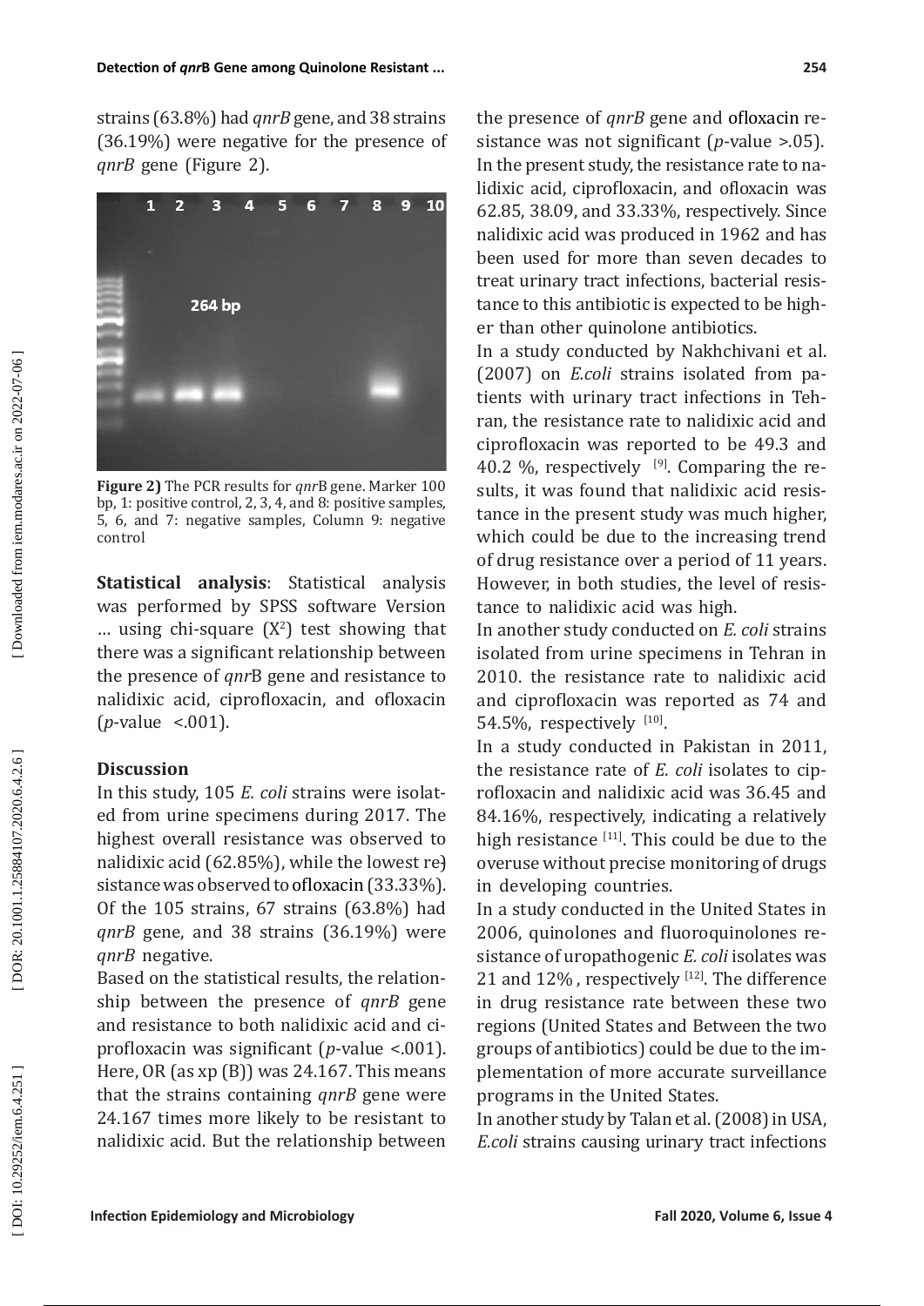strains (63.8%) had *qnrB* gene, and 38 strains (36.19%) were negative for the presence of *qnrB* gene (Figure 2).

**Figure 2)** The PCR results for *qnr*B gene. Marker 100 bp, 1: positive control, 2, 3, 4, and 8: positive samples, 5, 6, and 7: negative samples, Column 9: negative control

**Statistical analysis**: Statistical analysis was performed by SPSS software Version … using chi-square ($X^2$) test showing that there was a significant relationship between the presence of *qnr*B gene and resistance to nalidixic acid, ciprofloxacin, and ofloxacin (*p*-value <.001).

## Discussion

In this study, 105 *E. coli* strains were isolated from urine specimens during 2017. The highest overall resistance was observed to nalidixic acid (62.85%), while the lowest resistance was observed to ofloxacin (33.33%). Of the 105 strains, 67 strains (63.8%) had *qnrB* gene, and 38 strains (36.19%) were *qnrB* negative.

Based on the statistical results, the relationship between the presence of *qnrB* gene and resistance to both nalidixic acid and ciprofloxacin was significant (*p*-value <.001). Here, OR (as xp (B)) was 24.167. This means that the strains containing *qnrB* gene were 24.167 times more likely to be resistant to nalidixic acid. But the relationship between the presence of *qnrB* gene and ofloxacin resistance was not significant (*p*-value >.05).

In the present study, the resistance rate to nalidixic acid, ciprofloxacin, and ofloxacin was 62.85, 38.09, and 33.33%, respectively. Since nalidixic acid was produced in 1962 and has been used for more than seven decades to treat urinary tract infections, bacterial resistance to this antibiotic is expected to be higher than other quinolone antibiotics.

In a study conducted by Nakhchivani et al. (2007) on *E.coli* strains isolated from patients with urinary tract infections in Tehran, the resistance rate to nalidixic acid and ciprofloxacin was reported to be 49.3 and 40.2 %, respectively [9]. Comparing the results, it was found that nalidixic acid resistance in the present study was much higher, which could be due to the increasing trend of drug resistance over a period of 11 years. However, in both studies, the level of resistance to nalidixic acid was high.

In another study conducted on *E. coli* strains isolated from urine specimens in Tehran in 2010. the resistance rate to nalidixic acid and ciprofloxacin was reported as 74 and 54.5%, respectively [10].

In a study conducted in Pakistan in 2011, the resistance rate of *E. coli* isolates to ciprofloxacin and nalidixic acid was 36.45 and 84.16%, respectively, indicating a relatively high resistance [11]. This could be due to the overuse without precise monitoring of drugs in developing countries.

In a study conducted in the United States in 2006, quinolones and fluoroquinolones resistance of uropathogenic *E. coli* isolates was 21 and 12% , respectively [12]. The difference in drug resistance rate between these two regions (United States and Between the two groups of antibiotics) could be due to the implementation of more accurate surveillance programs in the United States.

In another study by Talan et al. (2008) in USA, *E.coli* strains causing urinary tract infections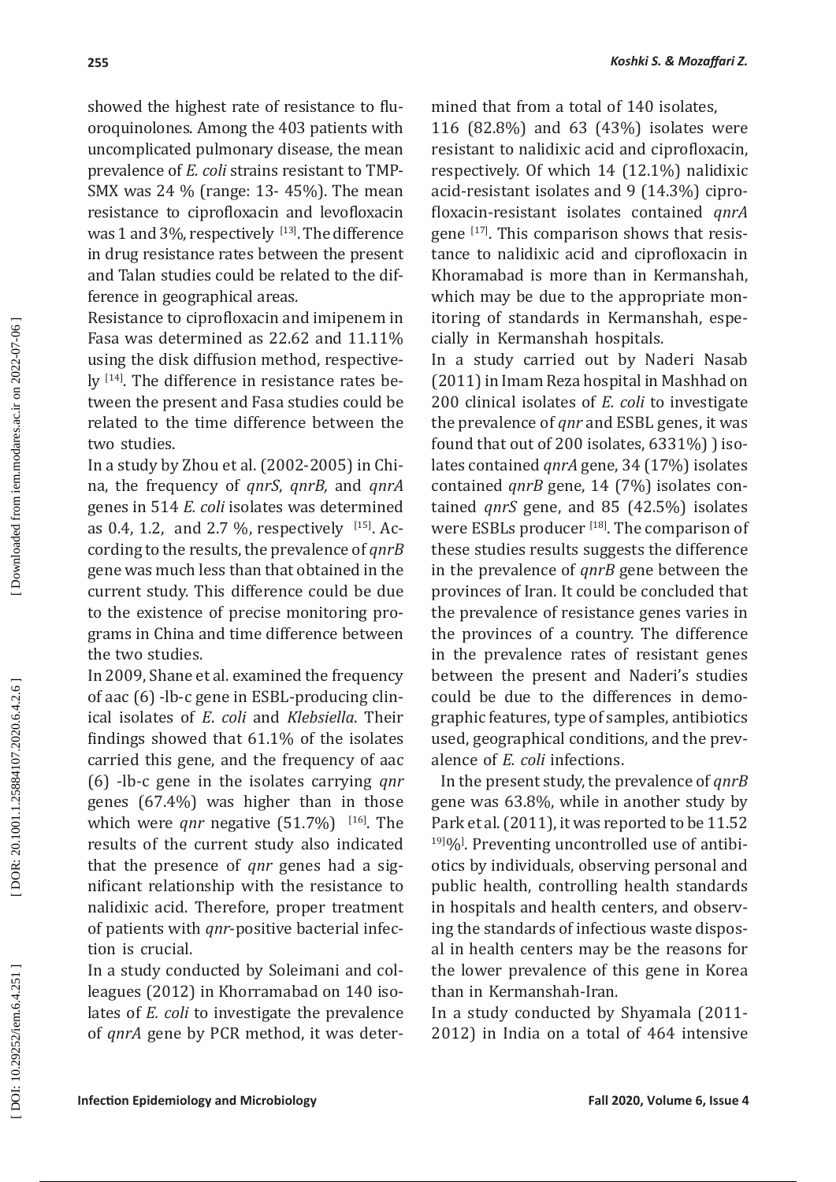showed the highest rate of resistance to fluoroquinolones. Among the 403 patients with uncomplicated pulmonary disease, the mean prevalence of *E. coli* strains resistant to TMP-SMX was 24 % (range: 13- 45%). The mean resistance to ciprofloxacin and levofloxacin was 1 and 3%, respectively [13]. The difference in drug resistance rates between the present and Talan studies could be related to the difference in geographical areas.

Resistance to ciprofloxacin and imipenem in Fasa was determined as 22.62 and 11.11% using the disk diffusion method, respectively [14]. The difference in resistance rates between the present and Fasa studies could be related to the time difference between the two studies.

In a study by Zhou et al. (2002-2005) in China, the frequency of *qnrS*, *qnrB,* and *qnrA* genes in 514 *E. coli* isolates was determined as 0.4, 1.2, and 2.7 %, respectively [15]. According to the results, the prevalence of *qnrB* gene was much less than that obtained in the current study. This difference could be due to the existence of precise monitoring programs in China and time difference between the two studies.

In 2009, Shane et al. examined the frequency of aac (6) -lb-c gene in ESBL-producing clinical isolates of *E*. *coli* and *Klebsiella*. Their findings showed that 61.1% of the isolates carried this gene, and the frequency of aac (6) -lb-c gene in the isolates carrying *qnr* genes (67.4%) was higher than in those which were *qnr* negative (51.7%) [16]. The results of the current study also indicated that the presence of *qnr* genes had a significant relationship with the resistance to nalidixic acid. Therefore, proper treatment of patients with *qnr*-positive bacterial infection is crucial.

In a study conducted by Soleimani and colleagues (2012) in Khorramabad on 140 isolates of *E. coli* to investigate the prevalence of *qnrA* gene by PCR method, it was determined that from a total of 140 isolates,

116 (82.8%) and 63 (43%) isolates were resistant to nalidixic acid and ciprofloxacin, respectively. Of which 14 (12.1%) nalidixic acid-resistant isolates and 9 (14.3%) ciprofloxacin-resistant isolates contained *qnrA* gene [17]. This comparison shows that resistance to nalidixic acid and ciprofloxacin in Khoramabad is more than in Kermanshah, which may be due to the appropriate monitoring of standards in Kermanshah, especially in Kermanshah hospitals.

In a study carried out by Naderi Nasab (2011) in Imam Reza hospital in Mashhad on 200 clinical isolates of *E. coli* to investigate the prevalence of *qnr* and ESBL genes, it was found that out of 200 isolates, 6331%) ) isolates contained *qnrA* gene, 34 (17%) isolates contained *qnrB* gene, 14 (7%) isolates contained *qnrS* gene, and 85 (42.5%) isolates were ESBLs producer [18]. The comparison of these studies results suggests the difference in the prevalence of *qnrB* gene between the provinces of Iran. It could be concluded that the prevalence of resistance genes varies in the provinces of a country. The difference in the prevalence rates of resistant genes between the present and Naderi's studies could be due to the differences in demographic features, type of samples, antibiotics used, geographical conditions, and the prevalence of *E. coli* infections.

In the present study, the prevalence of *qnrB* gene was 63.8%, while in another study by Park et al. (2011), it was reported to be 11.52 [19]%. Preventing uncontrolled use of antibiotics by individuals, observing personal and public health, controlling health standards in hospitals and health centers, and observing the standards of infectious waste disposal in health centers may be the reasons for the lower prevalence of this gene in Korea than in Kermanshah-Iran.

In a study conducted by Shyamala (2011-2012) in India on a total of 464 intensive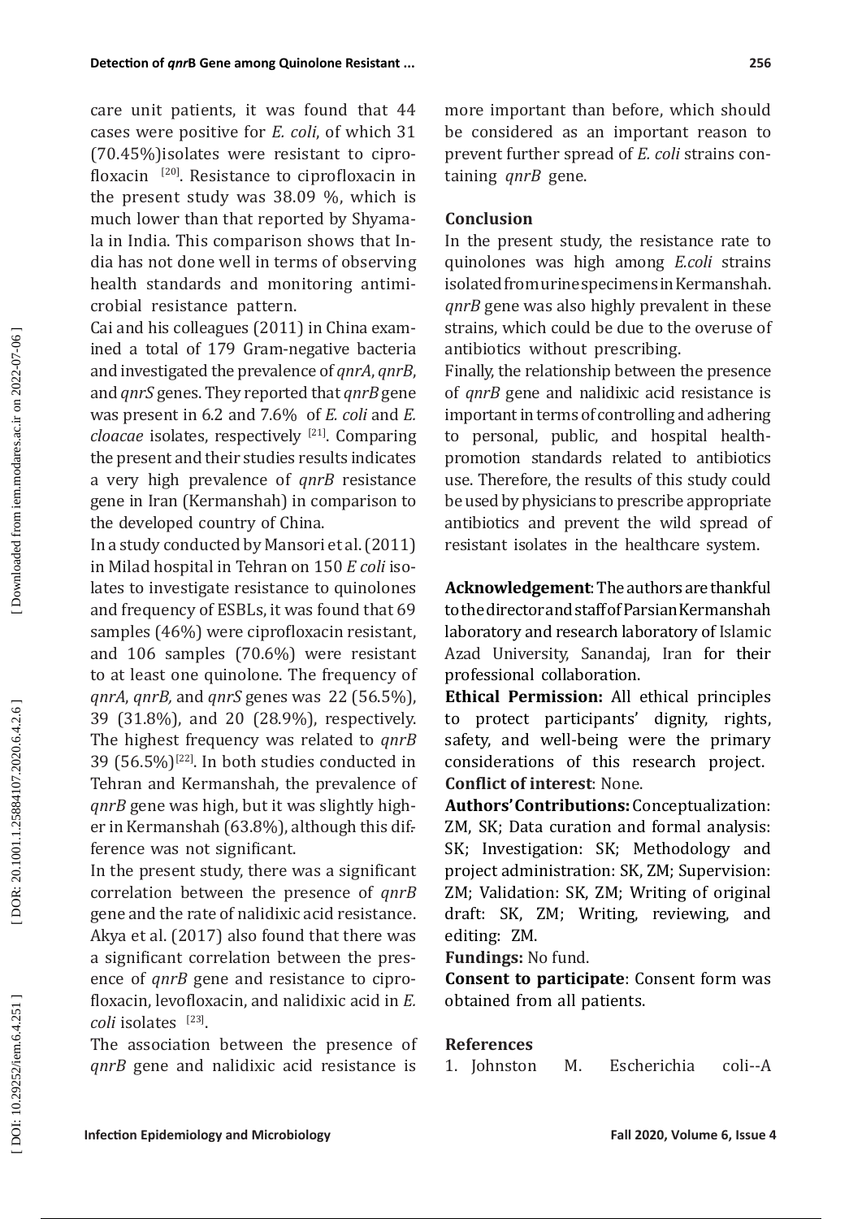care unit patients, it was found that 44 cases were positive for *E. coli*, of which 31 (70.45%)isolates were resistant to ciprofloxacin [20]. Resistance to ciprofloxacin in the present study was 38.09 %, which is much lower than that reported by Shyamala in India. This comparison shows that India has not done well in terms of observing health standards and monitoring antimicrobial resistance pattern.

Cai and his colleagues (2011) in China examined a total of 179 Gram-negative bacteria and investigated the prevalence of *qnrA*, *qnrB*, and *qnrS* genes. They reported that *qnrB* gene was present in 6.2 and 7.6% of *E. coli* and *E. cloacae* isolates, respectively [21]. Comparing the present and their studies results indicates a very high prevalence of *qnrB* resistance gene in Iran (Kermanshah) in comparison to the developed country of China.

In a study conducted by Mansori et al. (2011) in Milad hospital in Tehran on 150 *E coli* isolates to investigate resistance to quinolones and frequency of ESBLs, it was found that 69 samples (46%) were ciprofloxacin resistant, and 106 samples (70.6%) were resistant to at least one quinolone. The frequency of *qnrA*, *qnrB,* and *qnrS* genes was 22 (56.5%), 39 (31.8%), and 20 (28.9%), respectively. The highest frequency was related to *qnrB* 39 (56.5%)[22]. In both studies conducted in Tehran and Kermanshah, the prevalence of *qnrB* gene was high, but it was slightly higher in Kermanshah (63.8%), although this difference was not significant.

In the present study, there was a significant correlation between the presence of *qnrB* gene and the rate of nalidixic acid resistance. Akya et al. (2017) also found that there was a significant correlation between the presence of *qnrB* gene and resistance to ciprofloxacin, levofloxacin, and nalidixic acid in *E. coli* isolates [23].

The association between the presence of *qnrB* gene and nalidixic acid resistance is more important than before, which should be considered as an important reason to prevent further spread of *E. coli* strains containing *qnrB* gene.

## Conclusion

In the present study, the resistance rate to quinolones was high among *E.coli* strains isolated from urine specimens in Kermanshah. *qnrB* gene was also highly prevalent in these strains, which could be due to the overuse of antibiotics without prescribing.

Finally, the relationship between the presence of *qnrB* gene and nalidixic acid resistance is important in terms of controlling and adhering to personal, public, and hospital health-promotion standards related to antibiotics use. Therefore, the results of this study could be used by physicians to prescribe appropriate antibiotics and prevent the wild spread of resistant isolates in the healthcare system.

**Acknowledgement**: The authors are thankful to the director and staff of Parsian Kermanshah laboratory and research laboratory of Islamic Azad University, Sanandaj, Iran for their professional collaboration.

**Ethical Permission:** All ethical principles to protect participants' dignity, rights, safety, and well-being were the primary considerations of this research project.

**Conflict of interest**: None.

**Authors' Contributions:** Conceptualization: ZM, SK; Data curation and formal analysis: SK; Investigation: SK; Methodology and project administration: SK, ZM; Supervision: ZM; Validation: SK, ZM; Writing of original draft: SK, ZM; Writing, reviewing, and editing: ZM.

**Fundings:** No fund.

**Consent to participate**: Consent form was obtained from all patients.

## References

1. Johnston M. Escherichia coli--A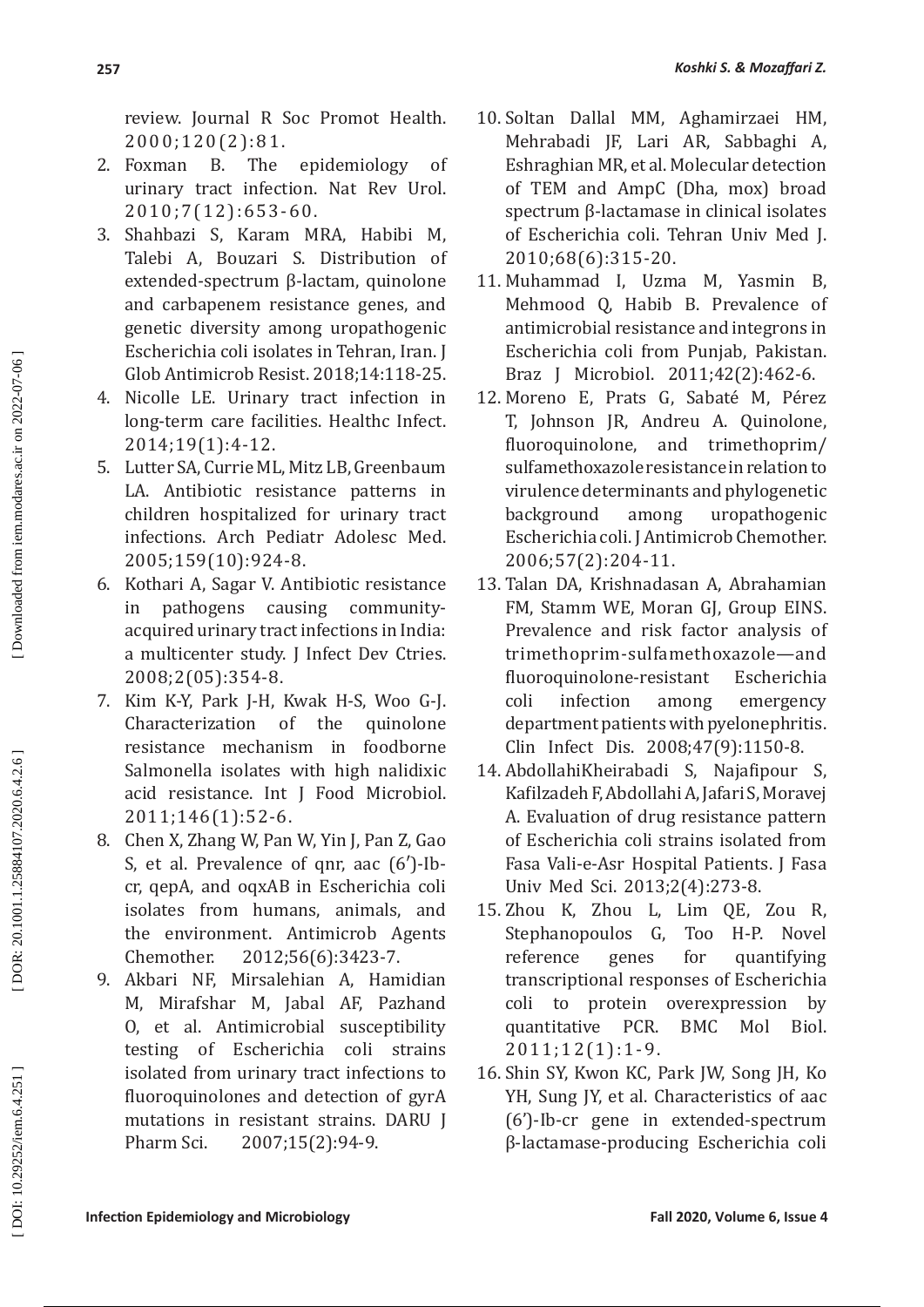review. Journal R Soc Promot Health. 2000;120(2):81.

2. Foxman B. The epidemiology of urinary tract infection. Nat Rev Urol. 2010;7(12):653-60.
3. Shahbazi S, Karam MRA, Habibi M, Talebi A, Bouzari S. Distribution of extended-spectrum β-lactam, quinolone and carbapenem resistance genes, and genetic diversity among uropathogenic Escherichia coli isolates in Tehran, Iran. J Glob Antimicrob Resist. 2018;14:118-25.
4. Nicolle LE. Urinary tract infection in long-term care facilities. Healthc Infect. 2014;19(1):4-12.
5. Lutter SA, Currie ML, Mitz LB, Greenbaum LA. Antibiotic resistance patterns in children hospitalized for urinary tract infections. Arch Pediatr Adolesc Med. 2005;159(10):924-8.
6. Kothari A, Sagar V. Antibiotic resistance in pathogens causing community-acquired urinary tract infections in India: a multicenter study. J Infect Dev Ctries. 2008;2(05):354-8.
7. Kim K-Y, Park J-H, Kwak H-S, Woo G-J. Characterization of the quinolone resistance mechanism in foodborne Salmonella isolates with high nalidixic acid resistance. Int J Food Microbiol. 2011;146(1):52-6.
8. Chen X, Zhang W, Pan W, Yin J, Pan Z, Gao S, et al. Prevalence of qnr, aac (6′)-Ib-cr, qepA, and oqxAB in Escherichia coli isolates from humans, animals, and the environment. Antimicrob Agents Chemother. 2012;56(6):3423-7.
9. Akbari NF, Mirsalehian A, Hamidian M, Mirafshar M, Jabal AF, Pazhand O, et al. Antimicrobial susceptibility testing of Escherichia coli strains isolated from urinary tract infections to fluoroquinolones and detection of gyrA mutations in resistant strains. DARU J Pharm Sci. 2007;15(2):94-9.
10. Soltan Dallal MM, Aghamirzaei HM, Mehrabadi JF, Lari AR, Sabbaghi A, Eshraghian MR, et al. Molecular detection of TEM and AmpC (Dha, mox) broad spectrum β-lactamase in clinical isolates of Escherichia coli. Tehran Univ Med J. 2010;68(6):315-20.
11. Muhammad I, Uzma M, Yasmin B, Mehmood Q, Habib B. Prevalence of antimicrobial resistance and integrons in Escherichia coli from Punjab, Pakistan. Braz J Microbiol. 2011;42(2):462-6.
12. Moreno E, Prats G, Sabaté M, Pérez T, Johnson JR, Andreu A. Quinolone, fluoroquinolone, and trimethoprim/sulfamethoxazole resistance in relation to virulence determinants and phylogenetic background among uropathogenic Escherichia coli. J Antimicrob Chemother. 2006;57(2):204-11.
13. Talan DA, Krishnadasan A, Abrahamian FM, Stamm WE, Moran GJ, Group EINS. Prevalence and risk factor analysis of trimethoprim-sulfamethoxazole—and fluoroquinolone-resistant Escherichia coli infection among emergency department patients with pyelonephritis. Clin Infect Dis. 2008;47(9):1150-8.
14. AbdollahiKheirabadi S, Najafipour S, Kafilzadeh F, Abdollahi A, Jafari S, Moravej A. Evaluation of drug resistance pattern of Escherichia coli strains isolated from Fasa Vali-e-Asr Hospital Patients. J Fasa Univ Med Sci. 2013;2(4):273-8.
15. Zhou K, Zhou L, Lim QE, Zou R, Stephanopoulos G, Too H-P. Novel reference genes for quantifying transcriptional responses of Escherichia coli to protein overexpression by quantitative PCR. BMC Mol Biol. 2011;12(1):1-9.
16. Shin SY, Kwon KC, Park JW, Song JH, Ko YH, Sung JY, et al. Characteristics of aac (6′)-Ib-cr gene in extended-spectrum β-lactamase-producing Escherichia coli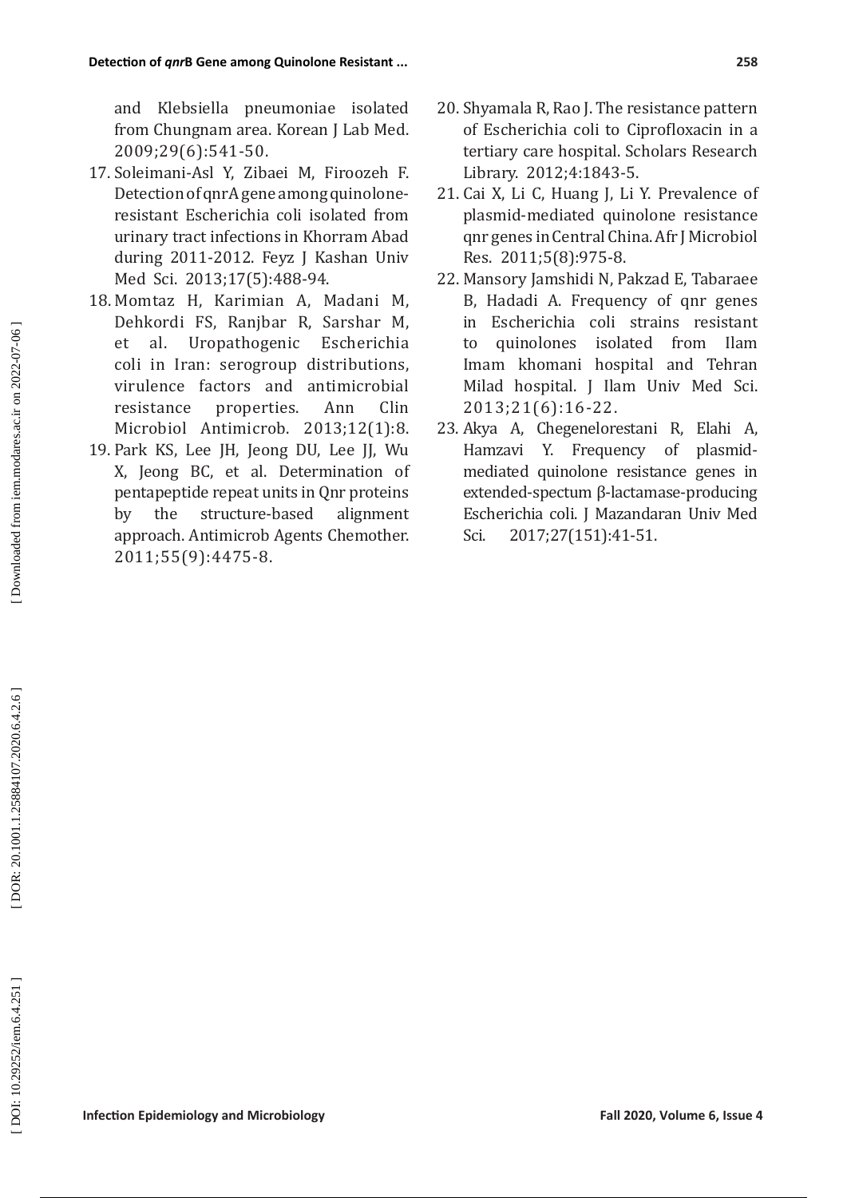and Klebsiella pneumoniae isolated from Chungnam area. Korean J Lab Med. 2009;29(6):541-50.

17. Soleimani-Asl Y, Zibaei M, Firoozeh F. Detection of qnrA gene among quinolone-resistant Escherichia coli isolated from urinary tract infections in Khorram Abad during 2011-2012. Feyz J Kashan Univ Med Sci. 2013;17(5):488-94.
18. Momtaz H, Karimian A, Madani M, Dehkordi FS, Ranjbar R, Sarshar M, et al. Uropathogenic Escherichia coli in Iran: serogroup distributions, virulence factors and antimicrobial resistance properties. Ann Clin Microbiol Antimicrob. 2013;12(1):8.
19. Park KS, Lee JH, Jeong DU, Lee JJ, Wu X, Jeong BC, et al. Determination of pentapeptide repeat units in Qnr proteins by the structure-based alignment approach. Antimicrob Agents Chemother. 2011;55(9):4475-8.
20. Shyamala R, Rao J. The resistance pattern of Escherichia coli to Ciprofloxacin in a tertiary care hospital. Scholars Research Library. 2012;4:1843-5.
21. Cai X, Li C, Huang J, Li Y. Prevalence of plasmid-mediated quinolone resistance qnr genes in Central China. Afr J Microbiol Res. 2011;5(8):975-8.
22. Mansory Jamshidi N, Pakzad E, Tabaraee B, Hadadi A. Frequency of qnr genes in Escherichia coli strains resistant to quinolones isolated from Ilam Imam khomani hospital and Tehran Milad hospital. J Ilam Univ Med Sci. 2013;21(6):16-22.
23. Akya A, Chegenelorestani R, Elahi A, Hamzavi Y. Frequency of plasmid-mediated quinolone resistance genes in extended-spectum β-lactamase-producing Escherichia coli. J Mazandaran Univ Med Sci. 2017;27(151):41-51.